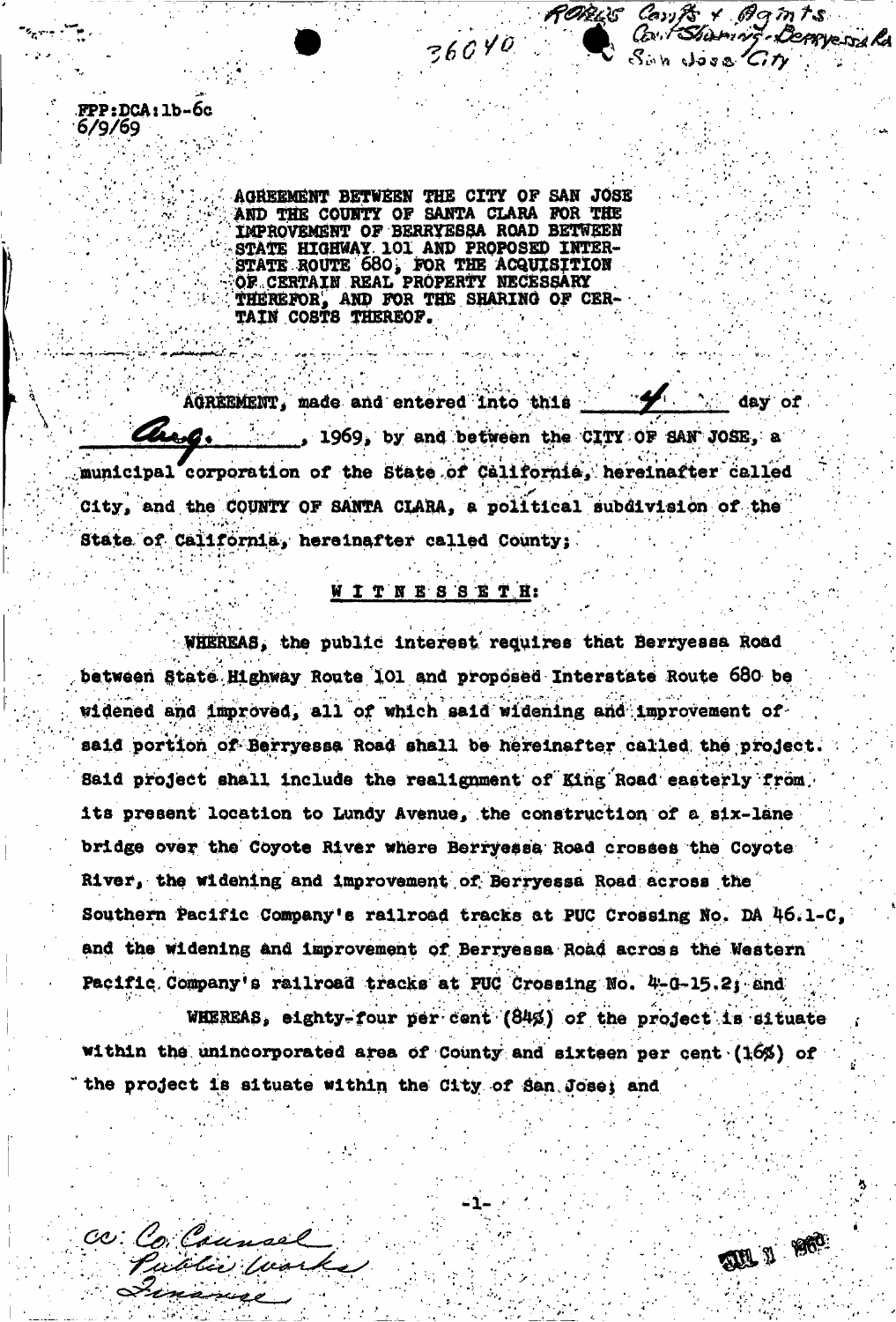ROADS Constr + Agmts
36040
Cost Sharing - Berryessa Rd
San Jose City

FPP:DCA:lb-6c
6/9/69

AGREEMENT BETWEEN THE CITY OF SAN JOSE AND THE COUNTY OF SANTA CLARA FOR THE IMPROVEMENT OF BERRYESSA ROAD BETWEEN STATE HIGHWAY 101 AND PROPOSED INTERSTATE ROUTE 680, FOR THE ACQUISITION OF CERTAIN REAL PROPERTY NECESSARY THEREFOR, AND FOR THE SHARING OF CERTAIN COSTS THEREOF.

AGREEMENT, made and entered into this 4 day of Aug., 1969, by and between the CITY OF SAN JOSE, a municipal corporation of the State of California, hereinafter called City, and the COUNTY OF SANTA CLARA, a political subdivision of the State of California, hereinafter called County;

**W I T N E S S E T H:**

WHEREAS, the public interest requires that Berryessa Road between State Highway Route 101 and proposed Interstate Route 680 be widened and improved, all of which said widening and improvement of said portion of Berryessa Road shall be hereinafter called the project. Said project shall include the realignment of King Road easterly from its present location to Lundy Avenue, the construction of a six-lane bridge over the Coyote River where Berryessa Road crosses the Coyote River, the widening and improvement of Berryessa Road across the Southern Pacific Company's railroad tracks at PUC Crossing No. DA 46.1-C, and the widening and improvement of Berryessa Road across the Western Pacific Company's railroad tracks at PUC Crossing No. 4-0-15.2; and

WHEREAS, eighty-four per cent (84%) of the project is situate within the unincorporated area of County and sixteen per cent (16%) of the project is situate within the City of San Jose; and

cc: Co Counsel
Public Works
Finance

JUL 1 1969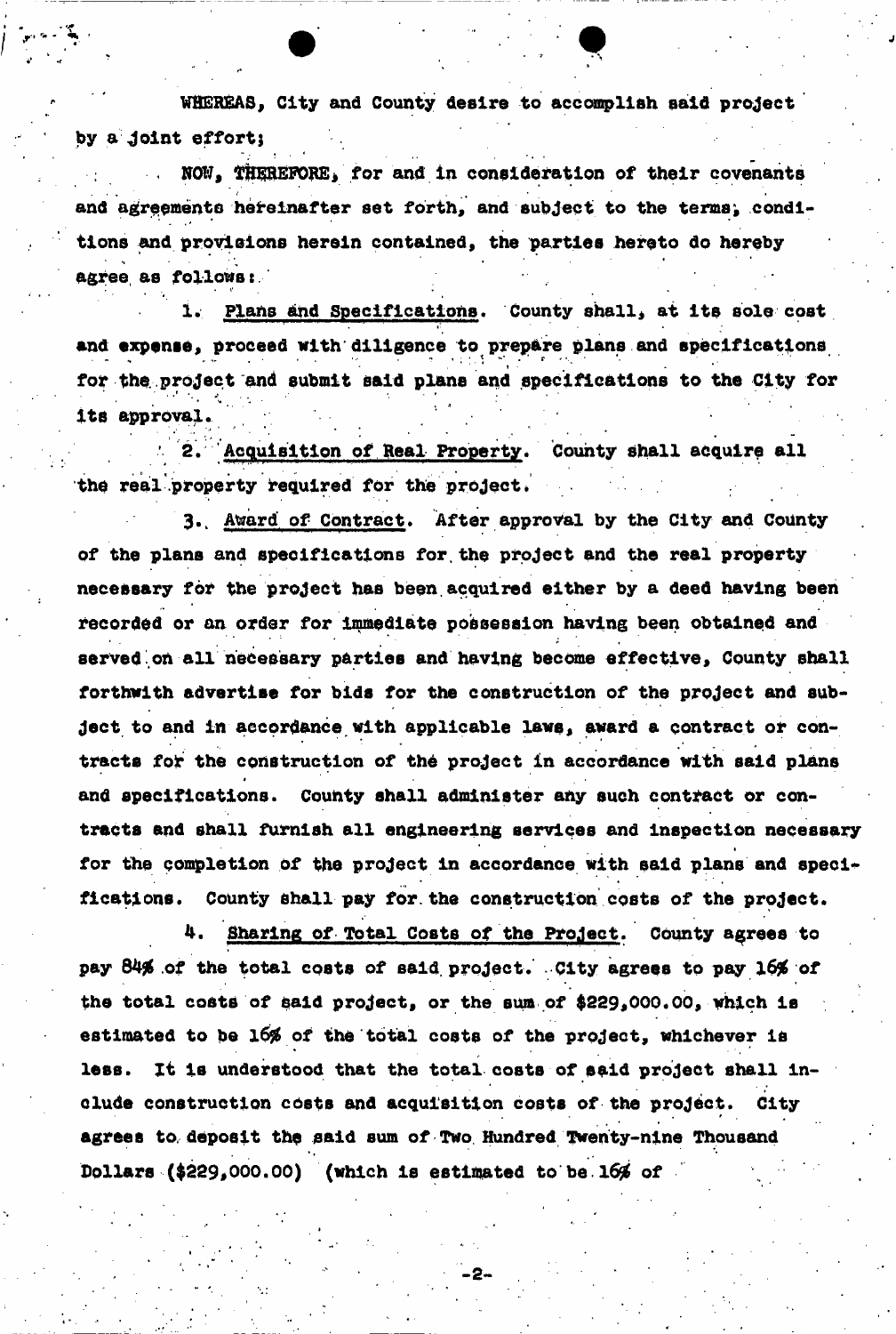WHEREAS, City and County desire to accomplish said project by a joint effort;

NOW, THEREFORE, for and in consideration of their covenants and agreements hereinafter set forth, and subject to the terms, conditions and provisions herein contained, the parties hereto do hereby agree as follows:

1. Plans and Specifications. County shall, at its sole cost and expense, proceed with diligence to prepare plans and specifications for the project and submit said plans and specifications to the City for its approval.

2. Acquisition of Real Property. County shall acquire all the real property required for the project.

3. Award of Contract. After approval by the City and County of the plans and specifications for the project and the real property necessary for the project has been acquired either by a deed having been recorded or an order for immediate possession having been obtained and served on all necessary parties and having become effective, County shall forthwith advertise for bids for the construction of the project and subject to and in accordance with applicable laws, award a contract or contracts for the construction of the project in accordance with said plans and specifications. County shall administer any such contract or contracts and shall furnish all engineering services and inspection necessary for the completion of the project in accordance with said plans and specifications. County shall pay for the construction costs of the project.

4. Sharing of Total Costs of the Project. County agrees to pay 84% of the total costs of said project. City agrees to pay 16% of the total costs of said project, or the sum of $229,000.00, which is estimated to be 16% of the total costs of the project, whichever is less. It is understood that the total costs of said project shall include construction costs and acquisition costs of the project. City agrees to deposit the said sum of Two Hundred Twenty-nine Thousand Dollars ($229,000.00) (which is estimated to be 16% of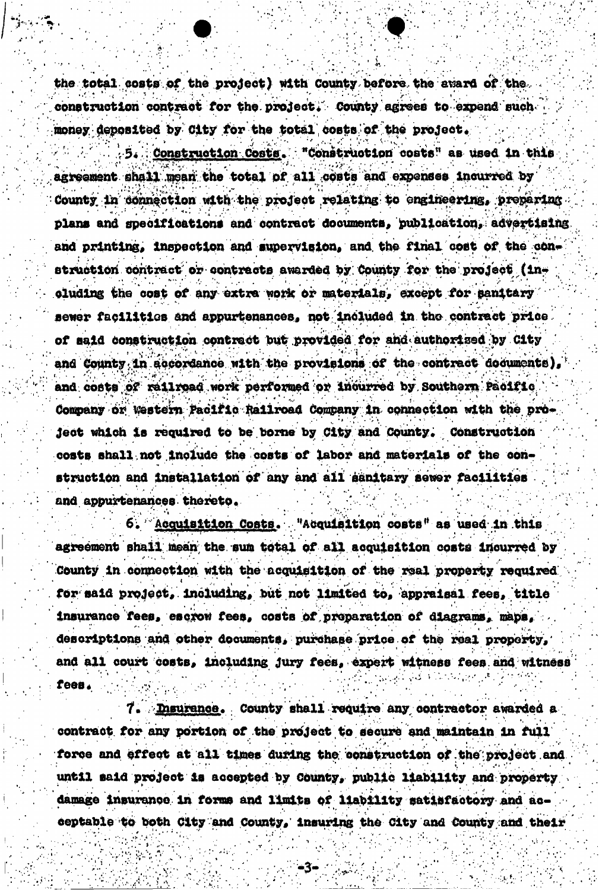the total costs of the project) with County before the award of the construction contract for the project. County agrees to expend such money deposited by City for the total costs of the project.

5. Construction Costs. "Construction costs" as used in this agreement shall mean the total of all costs and expenses incurred by County in connection with the project relating to engineering, preparing plans and specifications and contract documents, publication, advertising and printing, inspection and supervision, and the final cost of the construction contract or contracts awarded by County for the project (including the cost of any extra work or materials, except for sanitary sewer facilities and appurtenances, not included in the contract price of said construction contract but provided for and authorized by City and County in accordance with the provisions of the contract documents), and costs of railroad work performed or incurred by Southern Pacific Company or Western Pacific Railroad Company in connection with the project which is required to be borne by City and County. Construction costs shall not include the costs of labor and materials of the construction and installation of any and all sanitary sewer facilities and appurtenances thereto.

6. Acquisition Costs. "Acquisition costs" as used in this agreement shall mean the sum total of all acquisition costs incurred by County in connection with the acquisition of the real property required for said project, including, but not limited to, appraisal fees, title insurance fees, escrow fees, costs of preparation of diagrams, maps, descriptions and other documents, purchase price of the real property, and all court costs, including jury fees, expert witness fees and witness fees.

7. Insurance. County shall require any contractor awarded a contract for any portion of the project to secure and maintain in full force and effect at all times during the construction of the project and until said project is accepted by County, public liability and property damage insurance in forms and limits of liability satisfactory and acceptable to both City and County, insuring the City and County and their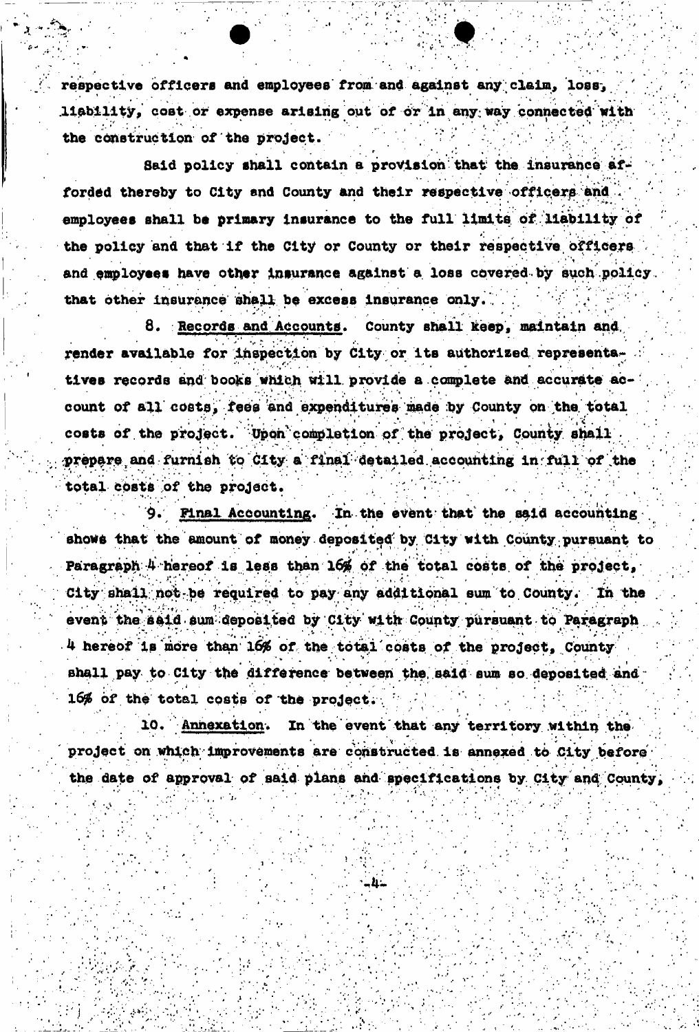respective officers and employees from and against any claim, loss, liability, cost or expense arising out of or in any way connected with the construction of the project.

Said policy shall contain a provision that the insurance afforded thereby to City and County and their respective officers and employees shall be primary insurance to the full limits of liability of the policy and that if the City or County or their respective officers and employees have other insurance against a loss covered by such policy that other insurance shall be excess insurance only.

8. Records and Accounts. County shall keep, maintain and render available for inspection by City or its authorized representatives records and books which will provide a complete and accurate account of all costs, fees and expenditures made by County on the total costs of the project. Upon completion of the project, County shall prepare and furnish to City a final detailed accounting in full of the total costs of the project.

9. Final Accounting. In the event that the said accounting shows that the amount of money deposited by City with County pursuant to Paragraph 4 hereof is less than 16% of the total costs of the project, City shall not be required to pay any additional sum to County. In the event the said sum deposited by City with County pursuant to Paragraph 4 hereof is more than 16% of the total costs of the project, County shall pay to City the difference between the said sum so deposited and 16% of the total costs of the project.

10. Annexation. In the event that any territory within the project on which improvements are constructed is annexed to City before the date of approval of said plans and specifications by City and County,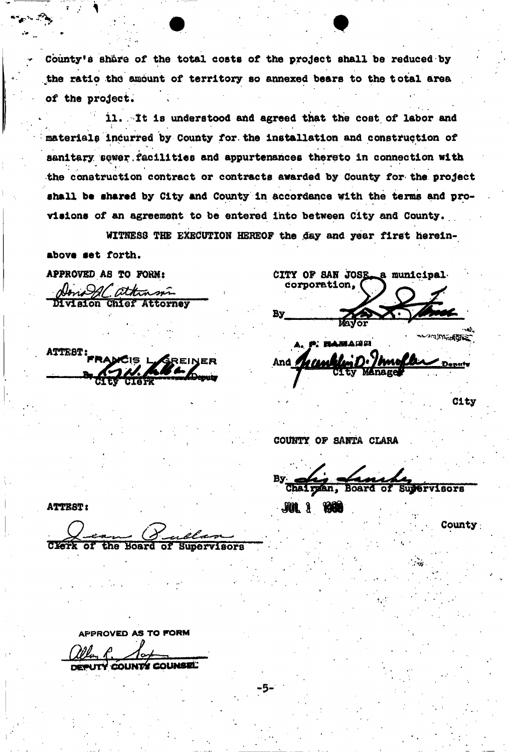County's share of the total costs of the project shall be reduced by the ratio the amount of territory so annexed bears to the total area of the project.

11. It is understood and agreed that the cost of labor and materials incurred by County for the installation and construction of sanitary sewer facilities and appurtenances thereto in connection with the construction contract or contracts awarded by County for the project shall be shared by City and County in accordance with the terms and provisions of an agreement to be entered into between City and County.

WITNESS THE EXECUTION HEREOF the day and year first hereinabove set forth.

APPROVED AS TO FORM:

Division Chief Attorney

CITY OF SAN JOSE, a municipal corporation,

By ______________________
Mayor

A. P. HAMANN

And ______________________ Deputy
City Manager

City

ATTEST:
FRANCIS L. GREINER
By ______________________ Deputy
City Clerk

COUNTY OF SANTA CLARA

By ______________________
Chairman, Board of Supervisors

JUL 1 1968

County

ATTEST:

______________________
Clerk of the Board of Supervisors

APPROVED AS TO FORM

______________________
DEPUTY COUNTY COUNSEL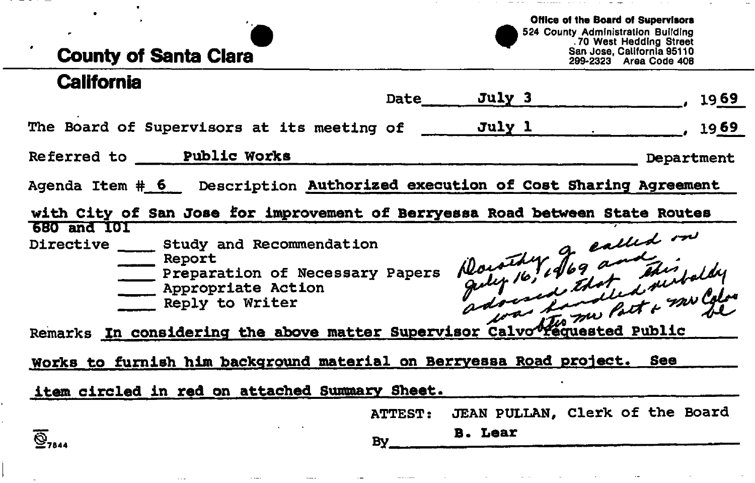**County of Santa Clara**

**California**

**Office of the Board of Supervisors**
524 County Administration Building
70 West Hedding Street
San Jose, California 95110
299-2323 Area Code 408

Date July 3, 1969

The Board of Supervisors at its meeting of July 1, 1969

Referred to Public Works Department

Agenda Item # 6 Description Authorized execution of Cost Sharing Agreement with City of San Jose for improvement of Berryessa Road between State Routes 680 and 101

Directive

- \_\_\_\_ Study and Recommendation
- \_\_\_\_ Report
- \_\_\_\_ Preparation of Necessary Papers
- \_\_\_\_ Appropriate Action
- \_\_\_\_ Reply to Writer

Dorothy G. called on July 16, 1969 and advised that this was handled verbally btw Mr Pott & Mr Calvo

Remarks In considering the above matter Supervisor Calvo requested Public Works to furnish him background material on Berryessa Road project. See item circled in red on attached Summary Sheet.

ATTEST: JEAN PULLAN, Clerk of the Board

By B. Lear

7844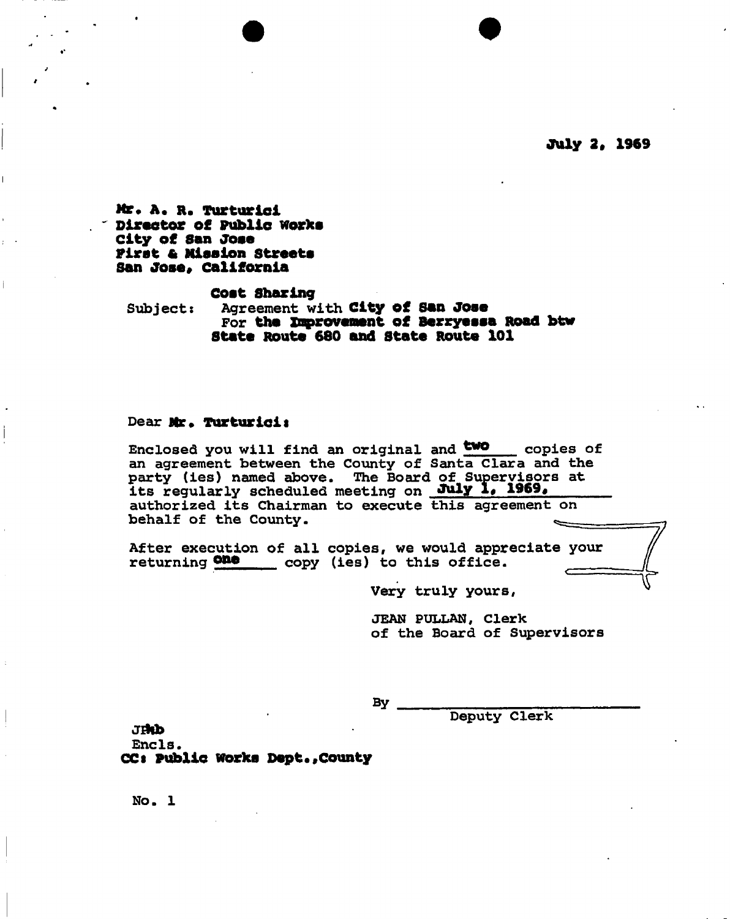July 2, 1969

Mr. A. R. Turturici
Director of Public Works
City of San Jose
First & Mission Streets
San Jose, California

Subject: Cost Sharing
Agreement with City of San Jose
For the Improvement of Berryessa Road btw
State Route 680 and State Route 101

Dear Mr. Turturici:

Enclosed you will find an original and two copies of an agreement between the County of Santa Clara and the party (ies) named above. The Board of Supervisors at its regularly scheduled meeting on July 1, 1969, authorized its Chairman to execute this agreement on behalf of the County.

After execution of all copies, we would appreciate your returning one copy (ies) to this office.

Very truly yours,

JEAN PULLAN, Clerk
of the Board of Supervisors

By ____________________
Deputy Clerk

JPkb
Encls.
CC: Public Works Dept.,County

No. 1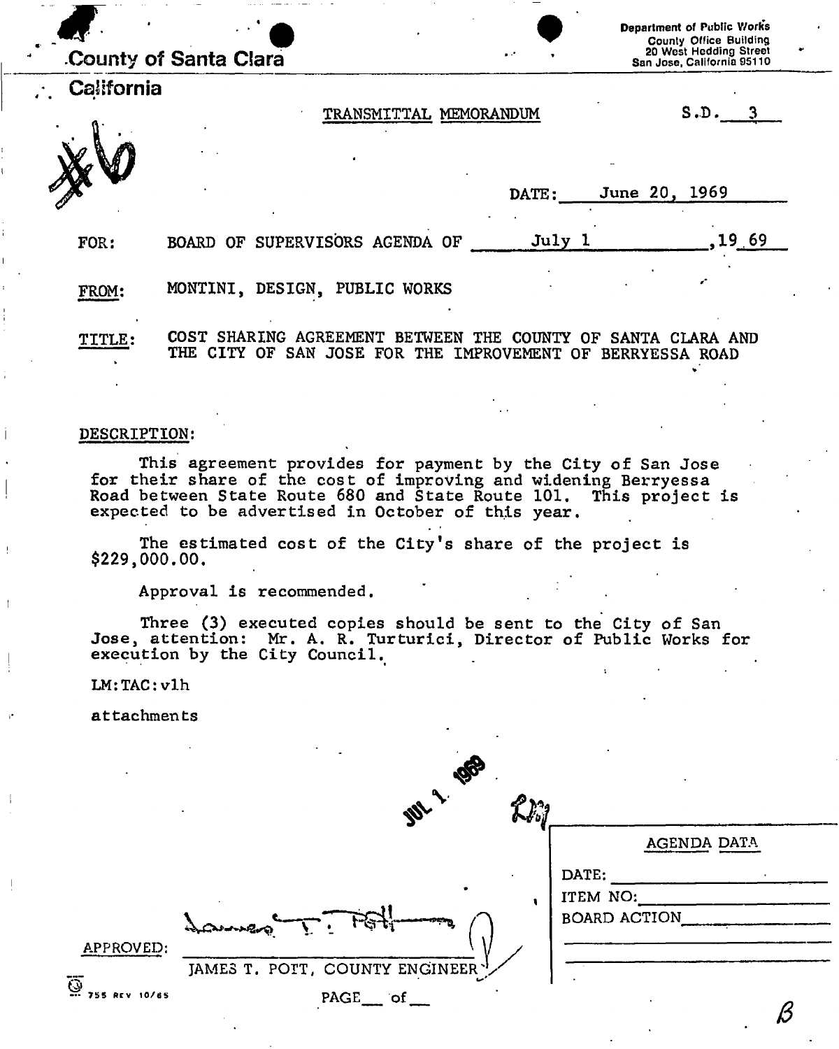County of Santa Clara

California

Department of Public Works
County Office Building
20 West Hedding Street
San Jose, California 95110

#6

TRANSMITTAL MEMORANDUM

S.D. 3

DATE: June 20, 1969

FOR: BOARD OF SUPERVISORS AGENDA OF July 1, 1969

FROM: MONTINI, DESIGN, PUBLIC WORKS

TITLE: COST SHARING AGREEMENT BETWEEN THE COUNTY OF SANTA CLARA AND THE CITY OF SAN JOSE FOR THE IMPROVEMENT OF BERRYESSA ROAD

DESCRIPTION:

This agreement provides for payment by the City of San Jose for their share of the cost of improving and widening Berryessa Road between State Route 680 and State Route 101. This project is expected to be advertised in October of this year.

The estimated cost of the City's share of the project is $229,000.00.

Approval is recommended.

Three (3) executed copies should be sent to the City of San Jose, attention: Mr. A. R. Turturici, Director of Public Works for execution by the City Council.

LM:TAC:vlh

attachments

JUL 1 1969

| AGENDA DATA |
|---|
| DATE: |
| ITEM NO: |
| BOARD ACTION |

APPROVED: James T. Pott

JAMES T. POTT, COUNTY ENGINEER

755 REV 10/65

PAGE\_\_ of \_\_

B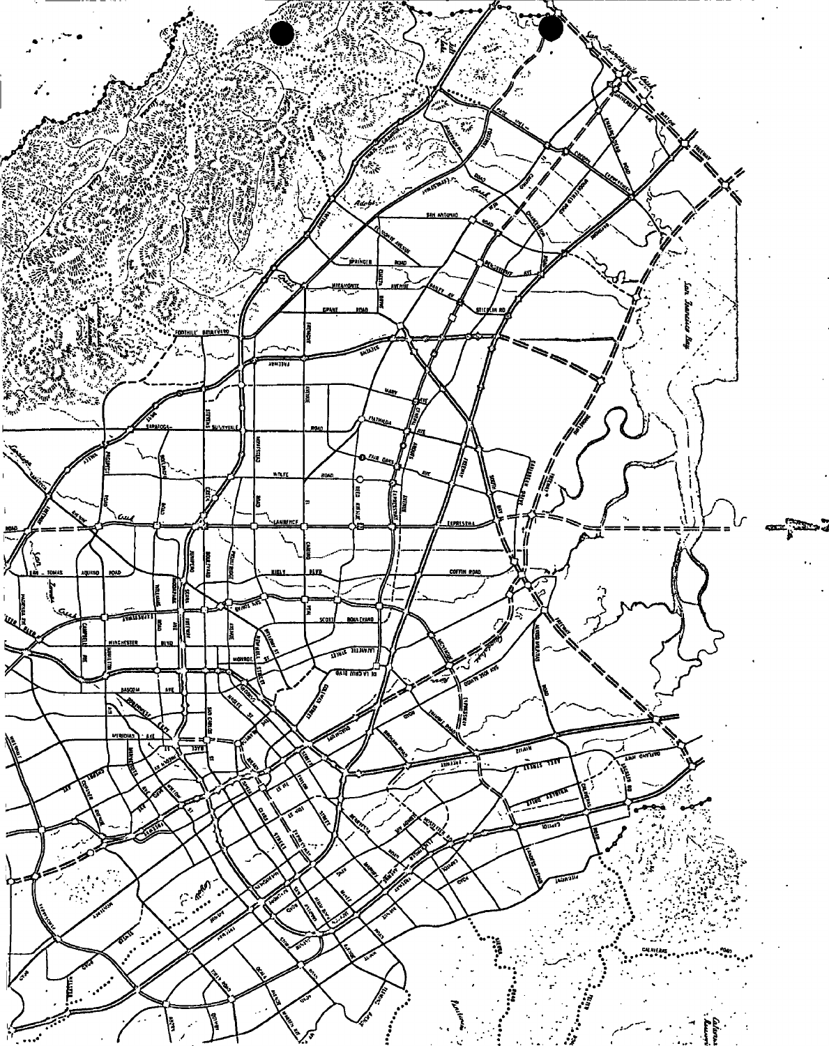San Francisquito Creek

San Antonio Road

El Monte Avenue

Springer Road

Miramonte Avenue

Grant Road

Foothill Boulevard

Stevens Creek

Freeway

Mary Ave

Mathilda Ave

Saratoga-Sunnyvale Road

Fair Oaks Ave

Wolfe Road

Lawrence Expressway

San Tomas Aquino Road

Kiely Blvd

Coffin Road

Scott Boulevard

Winchester Blvd

Campbell Ave

Hamilton

Monroe St

Lafayette Street

De La Cruz Blvd

Bascom Ave

Meridian Ave

San Carlos St

Oakland Road

Alum Rock Ave

Capitol

Story Road

Tully Road

Calaveras Road

San Francisco Bay

Expressway